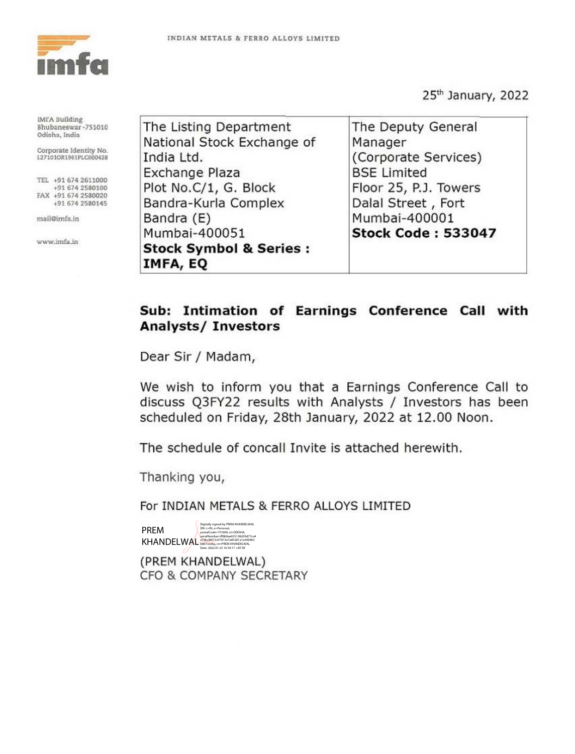INDIAN METALS & FERRO ALLOYS LIMITED

IMFA Building
Bhubaneswar-751010
Odisha, India

Corporate Identity No.
L27101OR1961PLC000428

TEL +91 674 2611000
+91 674 2580100
FAX +91 674 2580020
+91 674 2580145

mail@imfa.in

www.imfa.in

25th January, 2022

| The Listing Department<br>National Stock Exchange of India Ltd.<br>Exchange Plaza<br>Plot No.C/1, G. Block<br>Bandra-Kurla Complex<br>Bandra (E)<br>Mumbai-400051<br>**Stock Symbol & Series : IMFA, EQ** | The Deputy General Manager<br>(Corporate Services)<br>BSE Limited<br>Floor 25, P.J. Towers<br>Dalal Street , Fort<br>Mumbai-400001<br>**Stock Code : 533047** |
|---|---|

**Sub: Intimation of Earnings Conference Call with Analysts/ Investors**

Dear Sir / Madam,

We wish to inform you that a Earnings Conference Call to discuss Q3FY22 results with Analysts / Investors has been scheduled on Friday, 28th January, 2022 at 12.00 Noon.

The schedule of concall Invite is attached herewith.

Thanking you,

For INDIAN METALS & FERRO ALLOYS LIMITED

PREM KHANDELWAL

Digitally signed by PREM KHANDELWAL
Date: 2022.01.25 16:34:17 +05'30'

(PREM KHANDELWAL)
CFO & COMPANY SECRETARY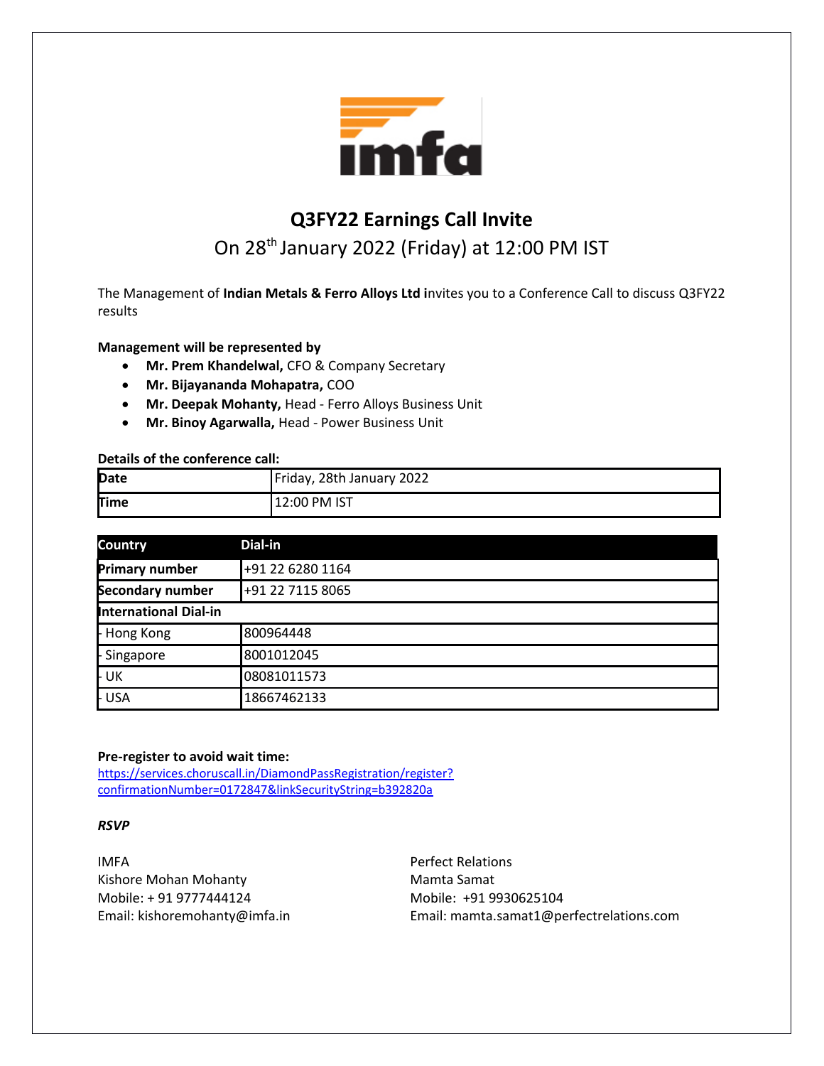# Q3FY22 Earnings Call Invite

## On 28th January 2022 (Friday) at 12:00 PM IST

The Management of **Indian Metals & Ferro Alloys Ltd i**nvites you to a Conference Call to discuss Q3FY22 results

**Management will be represented by**

- **Mr. Prem Khandelwal,** CFO & Company Secretary
- **Mr. Bijayananda Mohapatra,** COO
- **Mr. Deepak Mohanty,** Head - Ferro Alloys Business Unit
- **Mr. Binoy Agarwalla,** Head - Power Business Unit

**Details of the conference call:**

| | |
|---|---|
| **Date** | Friday, 28th January 2022 |
| **Time** | 12:00 PM IST |

| Country | Dial-in |
|---|---|
| **Primary number** | +91 22 6280 1164 |
| **Secondary number** | +91 22 7115 8065 |
| **International Dial-in** | |
| - Hong Kong | 800964448 |
| - Singapore | 8001012045 |
| - UK | 08081011573 |
| - USA | 18667462133 |

**Pre-register to avoid wait time:**
https://services.choruscall.in/DiamondPassRegistration/register?confirmationNumber=0172847&linkSecurityString=b392820a

***RSVP***

IMFA
Kishore Mohan Mohanty
Mobile: + 91 9777444124
Email: kishoremohanty@imfa.in

Perfect Relations
Mamta Samat
Mobile: +91 9930625104
Email: mamta.samat1@perfectrelations.com